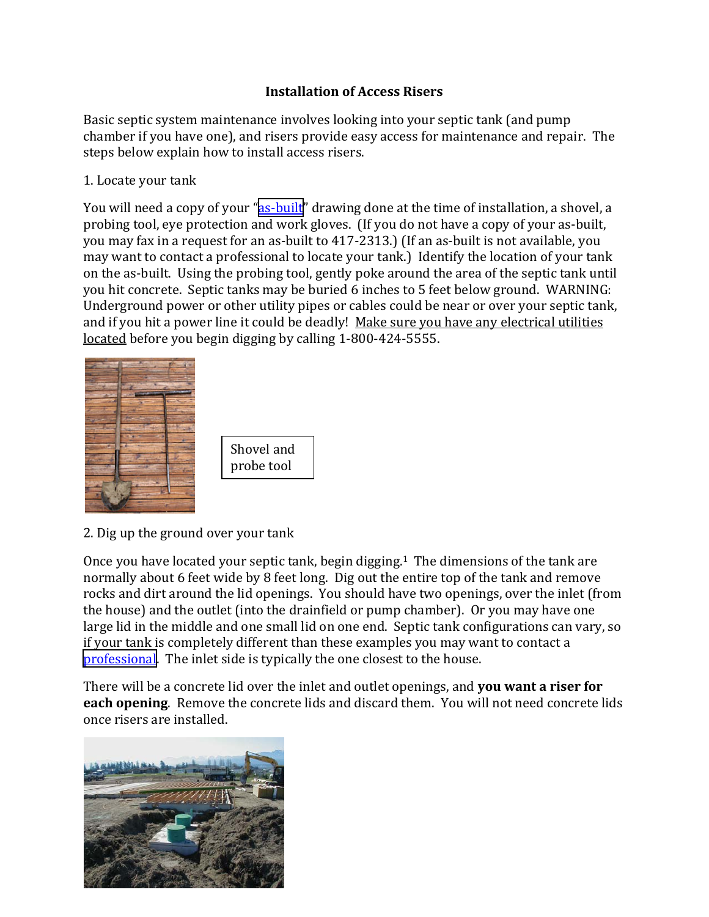# Installation of Access Risers

Basic septic system maintenance involves looking into your septic tank (and pump chamber if you have one), and risers provide easy access for maintenance and repair. The steps below explain how to install access risers.

1. Locate your tank

You will need a copy of your "as-built" drawing done at the time of installation, a shovel, a probing tool, eye protection and work gloves. (If you do not have a copy of your as-built, you may fax in a request for an as-built to 417-2313.) (If an as-built is not available, you may want to contact a professional to locate your tank.) Identify the location of your tank on the as-built. Using the probing tool, gently poke around the area of the septic tank until you hit concrete. Septic tanks may be buried 6 inches to 5 feet below ground. WARNING: Underground power or other utility pipes or cables could be near or over your septic tank, and if you hit a power line it could be deadly! Make sure you have any electrical utilities located before you begin digging by calling 1-800-424-5555.

Shovel and probe tool

2. Dig up the ground over your tank

Once you have located your septic tank, begin digging.[1] The dimensions of the tank are normally about 6 feet wide by 8 feet long. Dig out the entire top of the tank and remove rocks and dirt around the lid openings. You should have two openings, over the inlet (from the house) and the outlet (into the drainfield or pump chamber). Or you may have one large lid in the middle and one small lid on one end. Septic tank configurations can vary, so if your tank is completely different than these examples you may want to contact a professional. The inlet side is typically the one closest to the house.

There will be a concrete lid over the inlet and outlet openings, and **you want a riser for each opening**. Remove the concrete lids and discard them. You will not need concrete lids once risers are installed.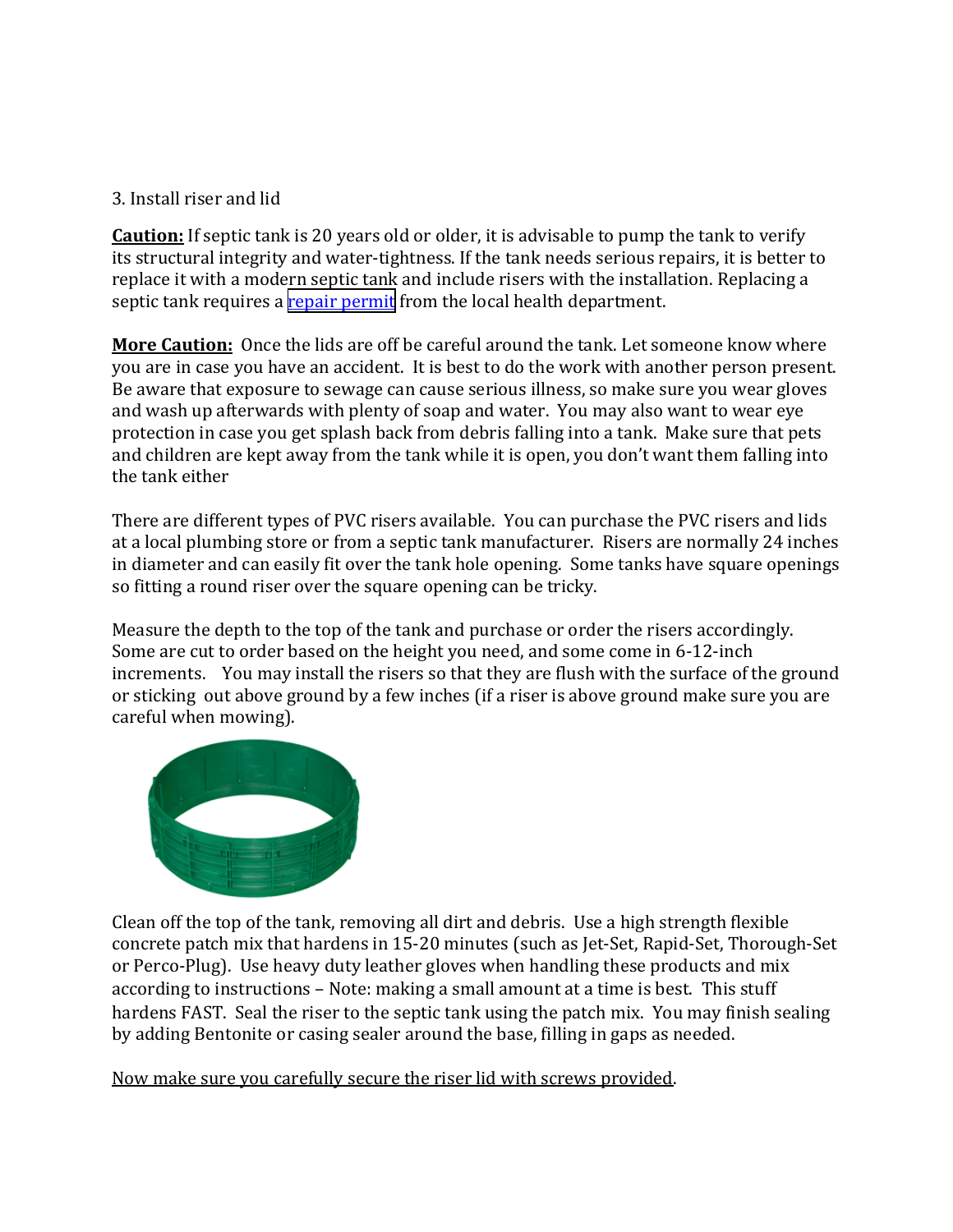3. Install riser and lid

**Caution:** If septic tank is 20 years old or older, it is advisable to pump the tank to verify its structural integrity and water-tightness. If the tank needs serious repairs, it is better to replace it with a modern septic tank and include risers with the installation. Replacing a septic tank requires a repair permit from the local health department.

**More Caution:** Once the lids are off be careful around the tank. Let someone know where you are in case you have an accident. It is best to do the work with another person present. Be aware that exposure to sewage can cause serious illness, so make sure you wear gloves and wash up afterwards with plenty of soap and water. You may also want to wear eye protection in case you get splash back from debris falling into a tank. Make sure that pets and children are kept away from the tank while it is open, you don't want them falling into the tank either

There are different types of PVC risers available. You can purchase the PVC risers and lids at a local plumbing store or from a septic tank manufacturer. Risers are normally 24 inches in diameter and can easily fit over the tank hole opening. Some tanks have square openings so fitting a round riser over the square opening can be tricky.

Measure the depth to the top of the tank and purchase or order the risers accordingly. Some are cut to order based on the height you need, and some come in 6-12-inch increments. You may install the risers so that they are flush with the surface of the ground or sticking out above ground by a few inches (if a riser is above ground make sure you are careful when mowing).

Clean off the top of the tank, removing all dirt and debris. Use a high strength flexible concrete patch mix that hardens in 15-20 minutes (such as Jet-Set, Rapid-Set, Thorough-Set or Perco-Plug). Use heavy duty leather gloves when handling these products and mix according to instructions – Note: making a small amount at a time is best. This stuff hardens FAST. Seal the riser to the septic tank using the patch mix. You may finish sealing by adding Bentonite or casing sealer around the base, filling in gaps as needed.

<u>Now make sure you carefully secure the riser lid with screws provided</u>.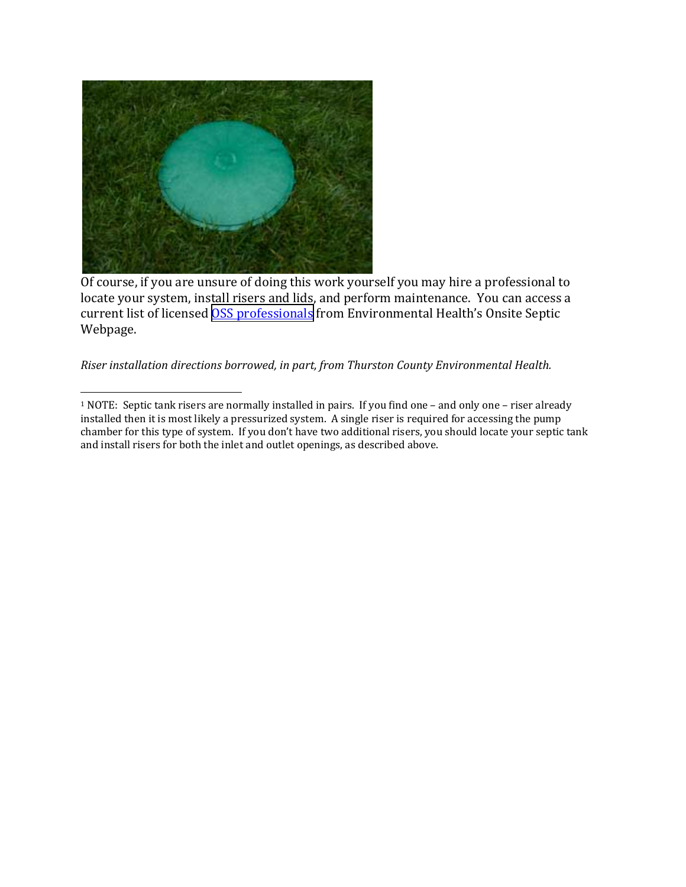Of course, if you are unsure of doing this work yourself you may hire a professional to locate your system, install risers and lids, and perform maintenance. You can access a current list of licensed OSS professionals from Environmental Health's Onsite Septic Webpage.

*Riser installation directions borrowed, in part, from Thurston County Environmental Health.*

---

[1] NOTE: Septic tank risers are normally installed in pairs. If you find one – and only one – riser already installed then it is most likely a pressurized system. A single riser is required for accessing the pump chamber for this type of system. If you don't have two additional risers, you should locate your septic tank and install risers for both the inlet and outlet openings, as described above.